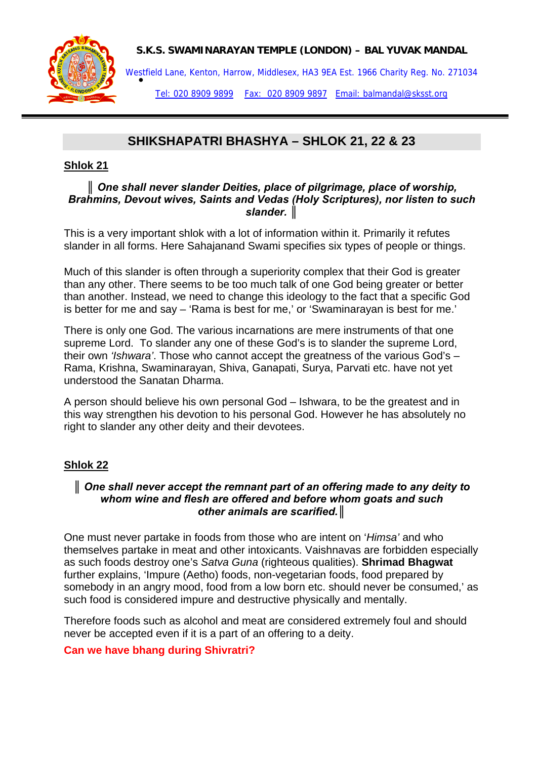**S.K.S. SWAMINARAYAN TEMPLE (LONDON) – BAL YUVAK MANDAL**

Westfield Lane, Kenton, Harrow, Middlesex, HA3 9EA Est. 1966 Charity Reg. No. 271034

Tel: 020 8909 9899 Fax: 020 8909 9897 Email: balmandal@sksst.org

## SHIKSHAPATRI BHASHYA – SHLOK 21, 22 & 23

### Shlok 21

**║ *One shall never slander Deities, place of pilgrimage, place of worship, Brahmins, Devout wives, Saints and Vedas (Holy Scriptures), nor listen to such slander.* ║**

This is a very important shlok with a lot of information within it. Primarily it refutes slander in all forms. Here Sahajanand Swami specifies six types of people or things.

Much of this slander is often through a superiority complex that their God is greater than any other. There seems to be too much talk of one God being greater or better than another. Instead, we need to change this ideology to the fact that a specific God is better for me and say – 'Rama is best for me,' or 'Swaminarayan is best for me.'

There is only one God. The various incarnations are mere instruments of that one supreme Lord. To slander any one of these God's is to slander the supreme Lord, their own *'Ishwara'*. Those who cannot accept the greatness of the various God's – Rama, Krishna, Swaminarayan, Shiva, Ganapati, Surya, Parvati etc. have not yet understood the Sanatan Dharma.

A person should believe his own personal God – Ishwara, to be the greatest and in this way strengthen his devotion to his personal God. However he has absolutely no right to slander any other deity and their devotees.

### Shlok 22

**║ *One shall never accept the remnant part of an offering made to any deity to whom wine and flesh are offered and before whom goats and such other animals are scarified.* ║**

One must never partake in foods from those who are intent on '*Himsa'* and who themselves partake in meat and other intoxicants. Vaishnavas are forbidden especially as such foods destroy one's *Satva Guna* (righteous qualities). **Shrimad Bhagwat** further explains, 'Impure (Aetho) foods, non-vegetarian foods, food prepared by somebody in an angry mood, food from a low born etc. should never be consumed,' as such food is considered impure and destructive physically and mentally.

Therefore foods such as alcohol and meat are considered extremely foul and should never be accepted even if it is a part of an offering to a deity.

**Can we have bhang during Shivratri?**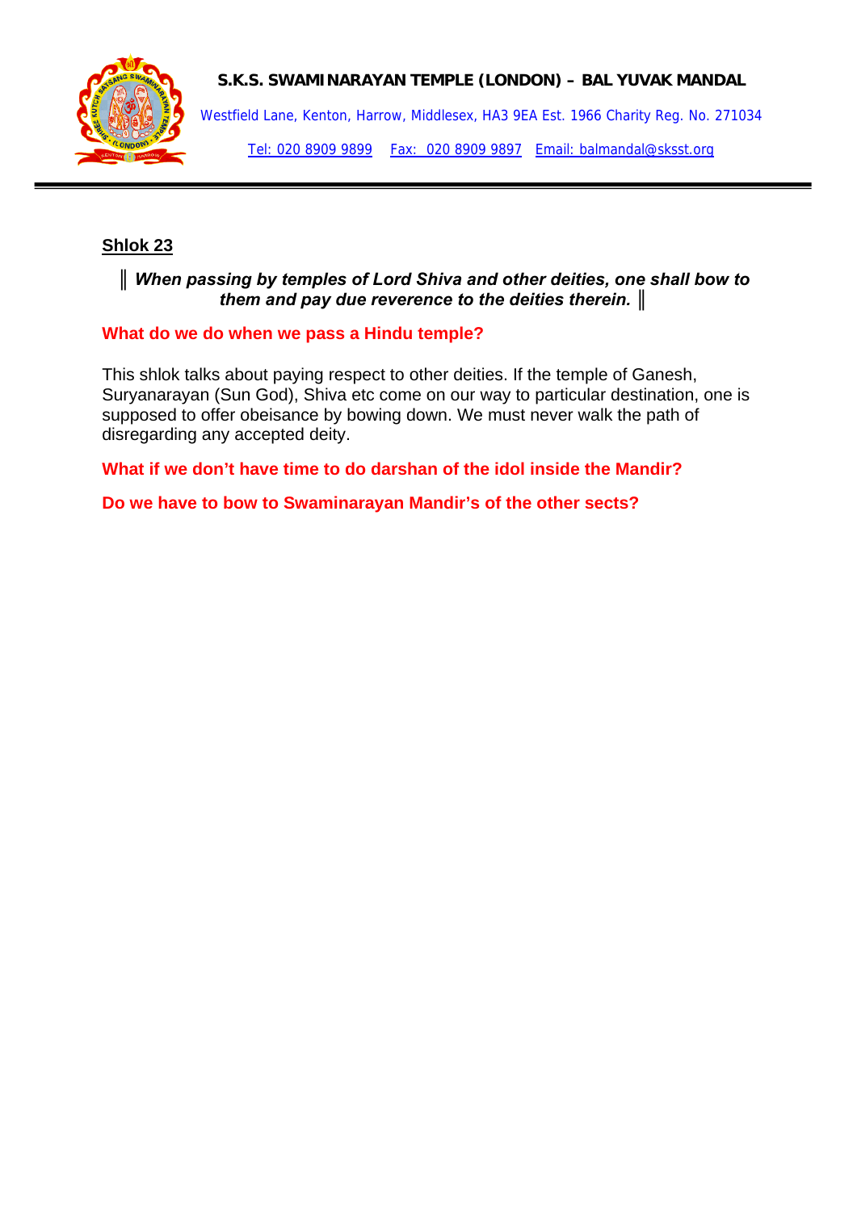**S.K.S. SWAMINARAYAN TEMPLE (LONDON) – BAL YUVAK MANDAL**

Westfield Lane, Kenton, Harrow, Middlesex, HA3 9EA Est. 1966 Charity Reg. No. 271034

Tel: 020 8909 9899 Fax: 020 8909 9897 Email: balmandal@sksst.org

---

## Shlok 23

║ ***When passing by temples of Lord Shiva and other deities, one shall bow to them and pay due reverence to the deities therein.*** ║

### What do we do when we pass a Hindu temple?

This shlok talks about paying respect to other deities. If the temple of Ganesh, Suryanarayan (Sun God), Shiva etc come on our way to particular destination, one is supposed to offer obeisance by bowing down. We must never walk the path of disregarding any accepted deity.

### What if we don't have time to do darshan of the idol inside the Mandir?

### Do we have to bow to Swaminarayan Mandir's of the other sects?